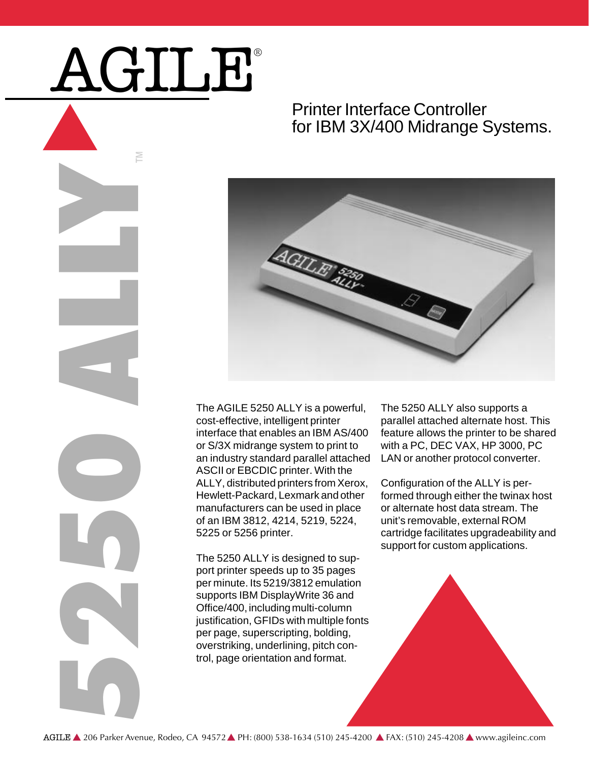# AGILE®

# 5250 ALLY™

## Printer Interface Controller for IBM 3X/400 Midrange Systems.

The AGILE 5250 ALLY is a powerful, cost-effective, intelligent printer interface that enables an IBM AS/400 or S/3X midrange system to print to an industry standard parallel attached ASCII or EBCDIC printer. With the ALLY, distributed printers from Xerox, Hewlett-Packard, Lexmark and other manufacturers can be used in place of an IBM 3812, 4214, 5219, 5224, 5225 or 5256 printer.

The 5250 ALLY is designed to support printer speeds up to 35 pages per minute. Its 5219/3812 emulation supports IBM DisplayWrite 36 and Office/400, including multi-column justification, GFIDs with multiple fonts per page, superscripting, bolding, overstriking, underlining, pitch control, page orientation and format.

The 5250 ALLY also supports a parallel attached alternate host. This feature allows the printer to be shared with a PC, DEC VAX, HP 3000, PC LAN or another protocol converter.

Configuration of the ALLY is performed through either the twinax host or alternate host data stream. The unit's removable, external ROM cartridge facilitates upgradeability and support for custom applications.

AGILE ▲ 206 Parker Avenue, Rodeo, CA 94572 ▲ PH: (800) 538-1634 (510) 245-4200 ▲ FAX: (510) 245-4208 ▲ www.agileinc.com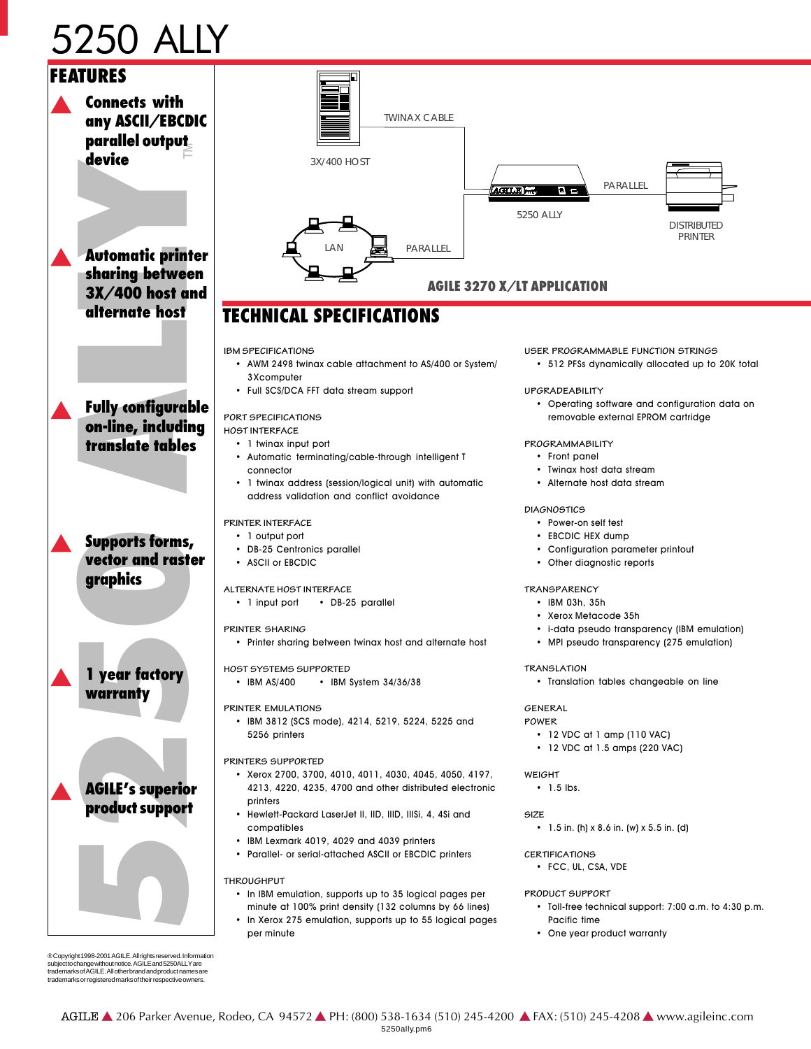# 5250 ALLY

## FEATURES

- Connects with any ASCII/EBCDIC parallel output device
- Automatic printer sharing between 3X/400 host and alternate host
- Fully configurable on-line, including translate tables
- Supports forms, vector and raster graphics
- 1 year factory warranty
- AGILE's superior product support

TWINAX CABLE

3X/400 HOST

PARALLEL

5250 ALLY

DISTRIBUTED PRINTER

LAN

PARALLEL

**AGILE 3270 X/LT APPLICATION**

## TECHNICAL SPECIFICATIONS

IBM SPECIFICATIONS
- AWM 2498 twinax cable attachment to AS/400 or System/3Xcomputer
- Full SCS/DCA FFT data stream support

PORT SPECIFICATIONS

HOST INTERFACE
- 1 twinax input port
- Automatic terminating/cable-through intelligent T connector
- 1 twinax address (session/logical unit) with automatic address validation and conflict avoidance

PRINTER INTERFACE
- 1 output port
- DB-25 Centronics parallel
- ASCII or EBCDIC

ALTERNATE HOST INTERFACE
- 1 input port
- DB-25 parallel

PRINTER SHARING
- Printer sharing between twinax host and alternate host

HOST SYSTEMS SUPPORTED
- IBM AS/400
- IBM System 34/36/38

PRINTER EMULATIONS
- IBM 3812 (SCS mode), 4214, 5219, 5224, 5225 and 5256 printers

PRINTERS SUPPORTED
- Xerox 2700, 3700, 4010, 4011, 4030, 4045, 4050, 4197, 4213, 4220, 4235, 4700 and other distributed electronic printers
- Hewlett-Packard LaserJet II, IID, IIID, IIISi, 4, 4Si and compatibles
- IBM Lexmark 4019, 4029 and 4039 printers
- Parallel- or serial-attached ASCII or EBCDIC printers

THROUGHPUT
- In IBM emulation, supports up to 35 logical pages per minute at 100% print density (132 columns by 66 lines)
- In Xerox 275 emulation, supports up to 55 logical pages per minute

USER PROGRAMMABLE FUNCTION STRINGS
- 512 PFSs dynamically allocated up to 20K total

UPGRADEABILITY
- Operating software and configuration data on removable external EPROM cartridge

PROGRAMMABILITY
- Front panel
- Twinax host data stream
- Alternate host data stream

DIAGNOSTICS
- Power-on self test
- EBCDIC HEX dump
- Configuration parameter printout
- Other diagnostic reports

TRANSPARENCY
- IBM 03h, 35h
- Xerox Metacode 35h
- i-data pseudo transparency (IBM emulation)
- MPI pseudo transparency (275 emulation)

TRANSLATION
- Translation tables changeable on line

GENERAL

POWER
- 12 VDC at 1 amp (110 VAC)
- 12 VDC at 1.5 amps (220 VAC)

WEIGHT
- 1.5 lbs.

SIZE
- 1.5 in. (h) x 8.6 in. (w) x 5.5 in. (d)

CERTIFICATIONS
- FCC, UL, CSA, VDE

PRODUCT SUPPORT
- Toll-free technical support: 7:00 a.m. to 4:30 p.m. Pacific time
- One year product warranty

®Copyright 1998-2001 AGILE. All rights reserved. Information subject to change without notice. AGILE and 5250ALLY are trademarks of AGILE. All other brand and product names are trademarks or registered marks of their respective owners.

AGILE ▲ 206 Parker Avenue, Rodeo, CA 94572 ▲ PH: (800) 538-1634 (510) 245-4200 ▲ FAX: (510) 245-4208 ▲ www.agileinc.com